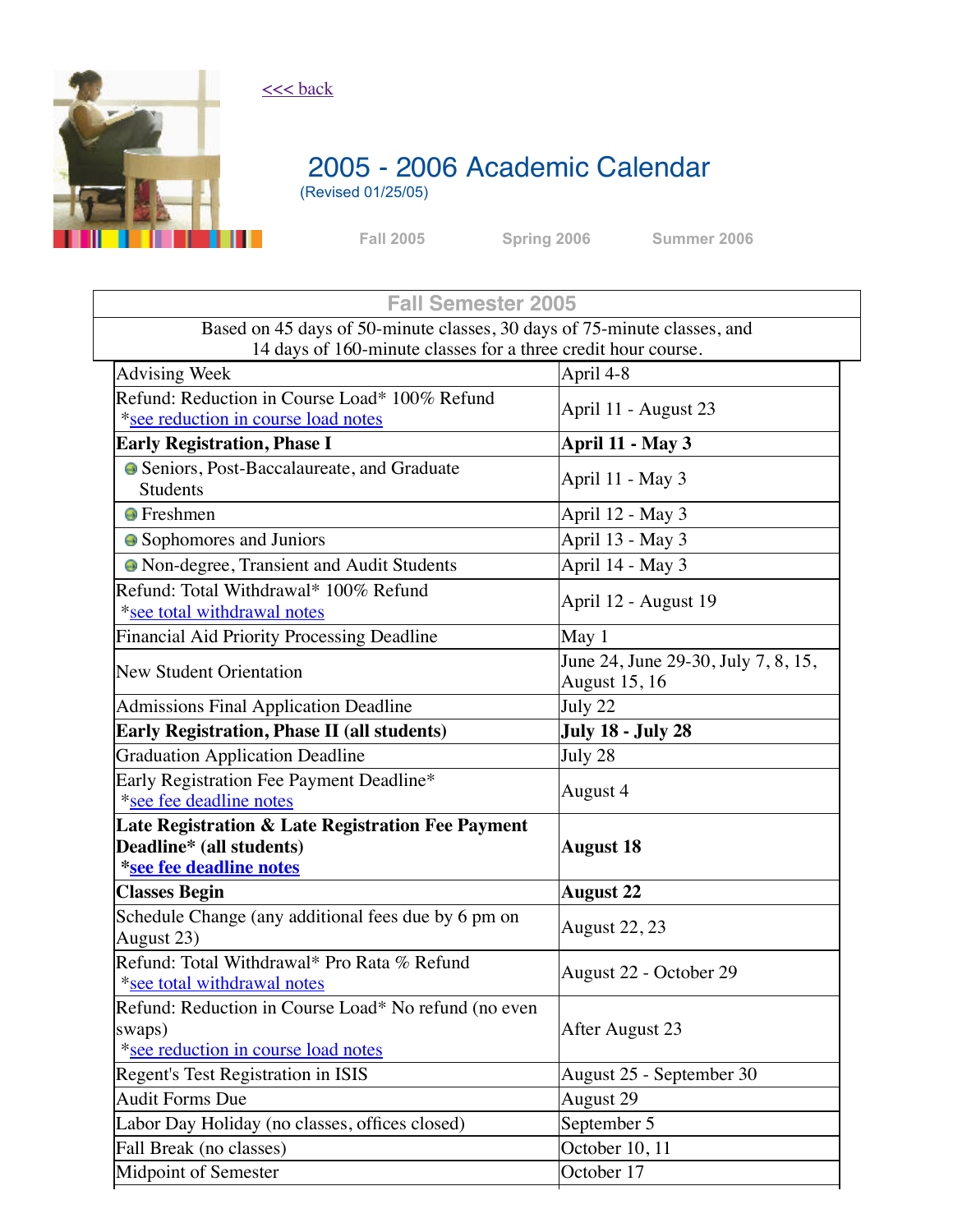<<< back

# 2005 - 2006 Academic Calendar

(Revised 01/25/05)

Fall 2005 Spring 2006 Summer 2006

## Fall Semester 2005

Based on 45 days of 50-minute classes, 30 days of 75-minute classes, and 14 days of 160-minute classes for a three credit hour course.

| | |
|---|---|
| Advising Week | April 4-8 |
| Refund: Reduction in Course Load* 100% Refund *see reduction in course load notes | April 11 - August 23 |
| **Early Registration, Phase I** | **April 11 - May 3** |
| Seniors, Post-Baccalaureate, and Graduate Students | April 11 - May 3 |
| Freshmen | April 12 - May 3 |
| Sophomores and Juniors | April 13 - May 3 |
| Non-degree, Transient and Audit Students | April 14 - May 3 |
| Refund: Total Withdrawal* 100% Refund *see total withdrawal notes | April 12 - August 19 |
| Financial Aid Priority Processing Deadline | May 1 |
| New Student Orientation | June 24, June 29-30, July 7, 8, 15, August 15, 16 |
| Admissions Final Application Deadline | July 22 |
| **Early Registration, Phase II (all students)** | **July 18 - July 28** |
| Graduation Application Deadline | July 28 |
| Early Registration Fee Payment Deadline* *see fee deadline notes | August 4 |
| **Late Registration & Late Registration Fee Payment Deadline* (all students) *see fee deadline notes** | **August 18** |
| **Classes Begin** | **August 22** |
| Schedule Change (any additional fees due by 6 pm on August 23) | August 22, 23 |
| Refund: Total Withdrawal* Pro Rata % Refund *see total withdrawal notes | August 22 - October 29 |
| Refund: Reduction in Course Load* No refund (no even swaps) *see reduction in course load notes | After August 23 |
| Regent's Test Registration in ISIS | August 25 - September 30 |
| Audit Forms Due | August 29 |
| Labor Day Holiday (no classes, offices closed) | September 5 |
| Fall Break (no classes) | October 10, 11 |
| Midpoint of Semester | October 17 |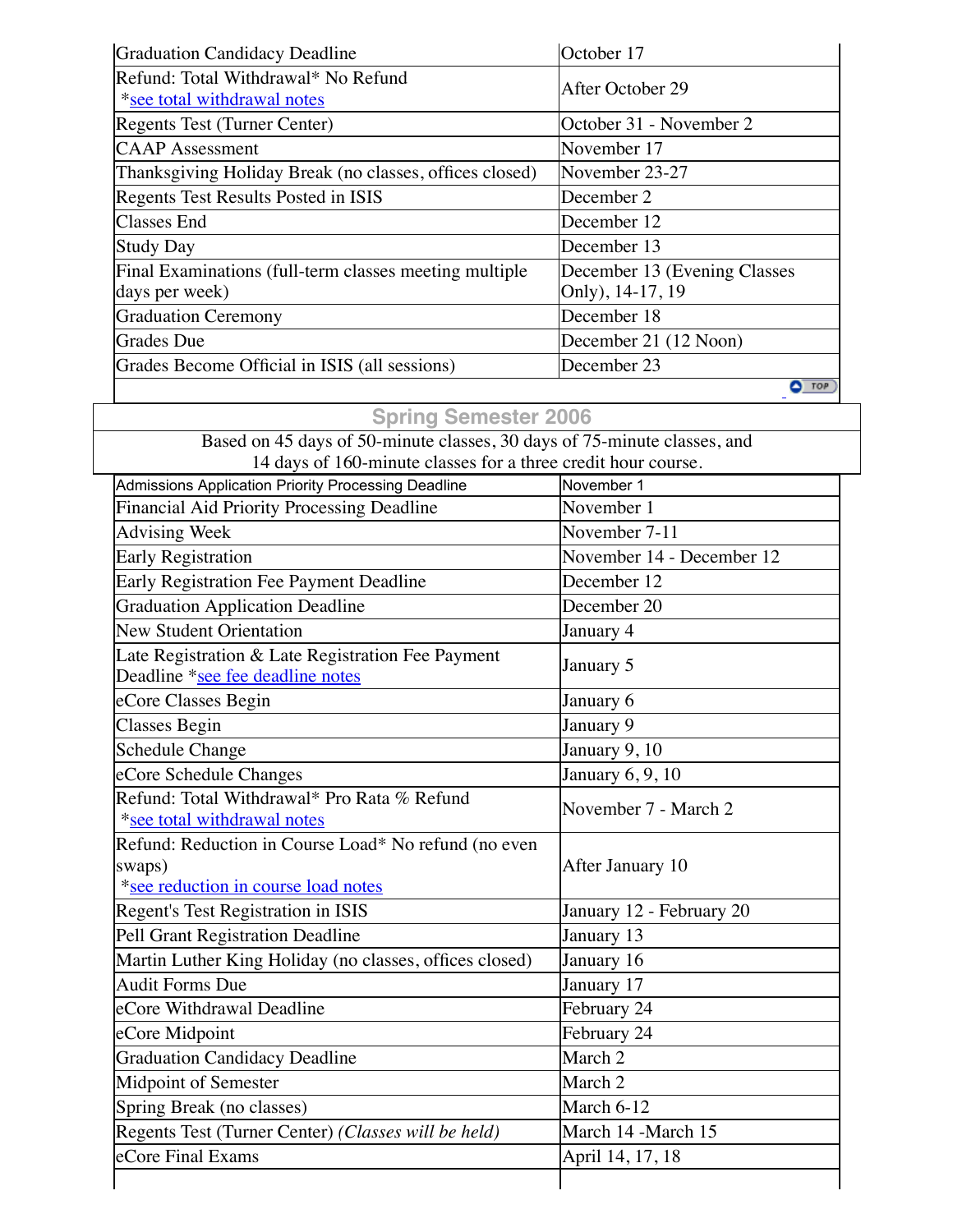| | |
|---|---|
| Graduation Candidacy Deadline | October 17 |
| Refund: Total Withdrawal* No Refund *see total withdrawal notes | After October 29 |
| Regents Test (Turner Center) | October 31 - November 2 |
| CAAP Assessment | November 17 |
| Thanksgiving Holiday Break (no classes, offices closed) | November 23-27 |
| Regents Test Results Posted in ISIS | December 2 |
| Classes End | December 12 |
| Study Day | December 13 |
| Final Examinations (full-term classes meeting multiple days per week) | December 13 (Evening Classes Only), 14-17, 19 |
| Graduation Ceremony | December 18 |
| Grades Due | December 21 (12 Noon) |
| Grades Become Official in ISIS (all sessions) | December 23 |

## Spring Semester 2006

Based on 45 days of 50-minute classes, 30 days of 75-minute classes, and 14 days of 160-minute classes for a three credit hour course.

| | |
|---|---|
| Admissions Application Priority Processing Deadline | November 1 |
| Financial Aid Priority Processing Deadline | November 1 |
| Advising Week | November 7-11 |
| Early Registration | November 14 - December 12 |
| Early Registration Fee Payment Deadline | December 12 |
| Graduation Application Deadline | December 20 |
| New Student Orientation | January 4 |
| Late Registration & Late Registration Fee Payment Deadline *see fee deadline notes | January 5 |
| eCore Classes Begin | January 6 |
| Classes Begin | January 9 |
| Schedule Change | January 9, 10 |
| eCore Schedule Changes | January 6, 9, 10 |
| Refund: Total Withdrawal* Pro Rata % Refund *see total withdrawal notes | November 7 - March 2 |
| Refund: Reduction in Course Load* No refund (no even swaps) *see reduction in course load notes | After January 10 |
| Regent's Test Registration in ISIS | January 12 - February 20 |
| Pell Grant Registration Deadline | January 13 |
| Martin Luther King Holiday (no classes, offices closed) | January 16 |
| Audit Forms Due | January 17 |
| eCore Withdrawal Deadline | February 24 |
| eCore Midpoint | February 24 |
| Graduation Candidacy Deadline | March 2 |
| Midpoint of Semester | March 2 |
| Spring Break (no classes) | March 6-12 |
| Regents Test (Turner Center) *(Classes will be held)* | March 14 -March 15 |
| eCore Final Exams | April 14, 17, 18 |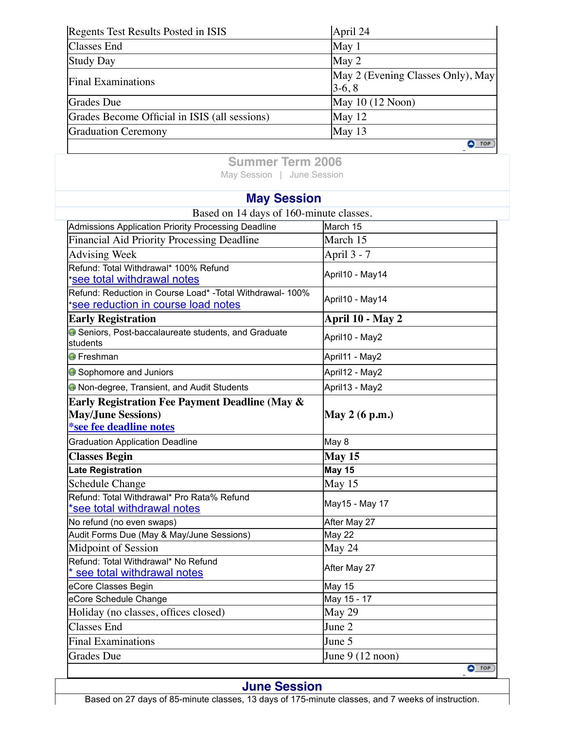| | |
|---|---|
| Regents Test Results Posted in ISIS | April 24 |
| Classes End | May 1 |
| Study Day | May 2 |
| Final Examinations | May 2 (Evening Classes Only), May 3-6, 8 |
| Grades Due | May 10 (12 Noon) |
| Grades Become Official in ISIS (all sessions) | May 12 |
| Graduation Ceremony | May 13 |

## Summer Term 2006

May Session | June Session

### May Session

Based on 14 days of 160-minute classes.

| | |
|---|---|
| Admissions Application Priority Processing Deadline | March 15 |
| Financial Aid Priority Processing Deadline | March 15 |
| Advising Week | April 3 - 7 |
| Refund: Total Withdrawal* 100% Refund<br>*see total withdrawal notes | April10 - May14 |
| Refund: Reduction in Course Load* -Total Withdrawal- 100%<br>*see reduction in course load notes | April10 - May14 |
| **Early Registration** | **April 10 - May 2** |
| Seniors, Post-baccalaureate students, and Graduate students | April10 - May2 |
| Freshman | April11 - May2 |
| Sophomore and Juniors | April12 - May2 |
| Non-degree, Transient, and Audit Students | April13 - May2 |
| **Early Registration Fee Payment Deadline (May & May/June Sessions)**<br>***see fee deadline notes** | **May 2 (6 p.m.)** |
| Graduation Application Deadline | May 8 |
| **Classes Begin** | **May 15** |
| **Late Registration** | **May 15** |
| Schedule Change | May 15 |
| Refund: Total Withdrawal* Pro Rata% Refund<br>*see total withdrawal notes | May15 - May 17 |
| No refund (no even swaps) | After May 27 |
| Audit Forms Due (May & May/June Sessions) | May 22 |
| Midpoint of Session | May 24 |
| Refund: Total Withdrawal* No Refund<br>* see total withdrawal notes | After May 27 |
| eCore Classes Begin | May 15 |
| eCore Schedule Change | May 15 - 17 |
| Holiday (no classes, offices closed) | May 29 |
| Classes End | June 2 |
| Final Examinations | June 5 |
| Grades Due | June 9 (12 noon) |

### June Session

Based on 27 days of 85-minute classes, 13 days of 175-minute classes, and 7 weeks of instruction.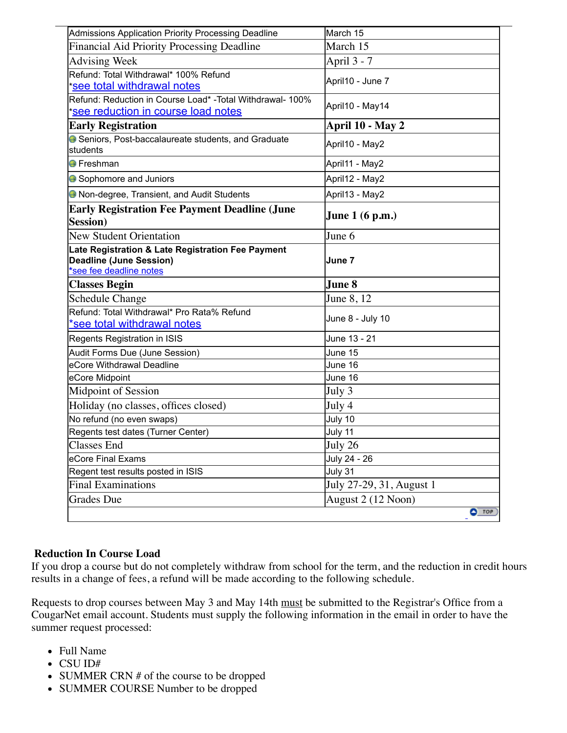| | |
|---|---|
| Admissions Application Priority Processing Deadline | March 15 |
| Financial Aid Priority Processing Deadline | March 15 |
| Advising Week | April 3 - 7 |
| Refund: Total Withdrawal* 100% Refund<br>*see total withdrawal notes | April10 - June 7 |
| Refund: Reduction in Course Load* -Total Withdrawal- 100%<br>*see reduction in course load notes | April10 - May14 |
| **Early Registration** | **April 10 - May 2** |
| Seniors, Post-baccalaureate students, and Graduate students | April10 - May2 |
| Freshman | April11 - May2 |
| Sophomore and Juniors | April12 - May2 |
| Non-degree, Transient, and Audit Students | April13 - May2 |
| **Early Registration Fee Payment Deadline (June Session)** | **June 1 (6 p.m.)** |
| New Student Orientation | June 6 |
| **Late Registration & Late Registration Fee Payment Deadline (June Session)**<br>*see fee deadline notes | **June 7** |
| **Classes Begin** | **June 8** |
| Schedule Change | June 8, 12 |
| Refund: Total Withdrawal* Pro Rata% Refund<br>*see total withdrawal notes | June 8 - July 10 |
| Regents Registration in ISIS | June 13 - 21 |
| Audit Forms Due (June Session) | June 15 |
| eCore Withdrawal Deadline | June 16 |
| eCore Midpoint | June 16 |
| Midpoint of Session | July 3 |
| Holiday (no classes, offices closed) | July 4 |
| No refund (no even swaps) | July 10 |
| Regents test dates (Turner Center) | July 11 |
| Classes End | July 26 |
| eCore Final Exams | July 24 - 26 |
| Regent test results posted in ISIS | July 31 |
| Final Examinations | July 27-29, 31, August 1 |
| Grades Due | August 2 (12 Noon) |

**Reduction In Course Load**

If you drop a course but do not completely withdraw from school for the term, and the reduction in credit hours results in a change of fees, a refund will be made according to the following schedule.

Requests to drop courses between May 3 and May 14th must be submitted to the Registrar's Office from a CougarNet email account. Students must supply the following information in the email in order to have the summer request processed:

- Full Name
- CSU ID#
- SUMMER CRN # of the course to be dropped
- SUMMER COURSE Number to be dropped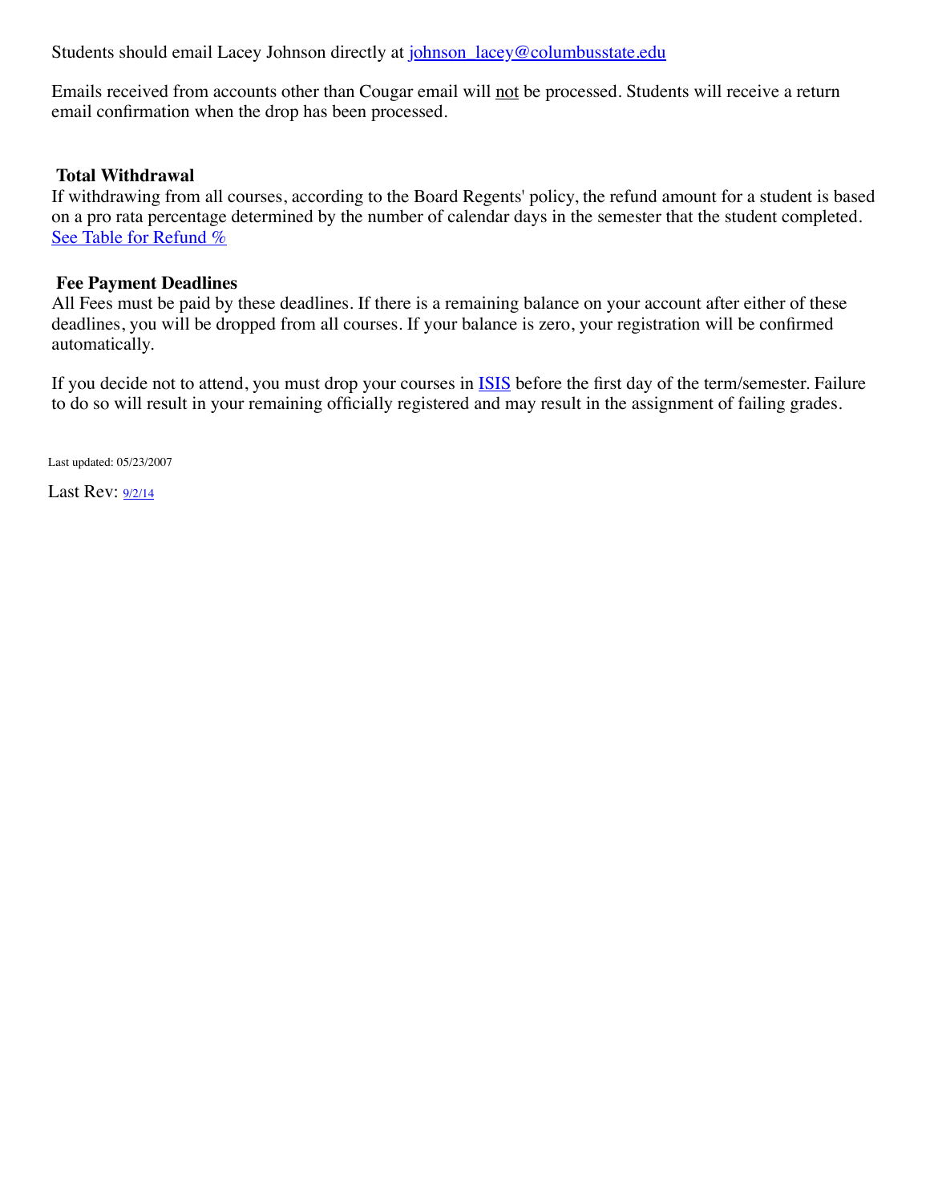Students should email Lacey Johnson directly at johnson_lacey@columbusstate.edu

Emails received from accounts other than Cougar email will not be processed. Students will receive a return email confirmation when the drop has been processed.

**Total Withdrawal**

If withdrawing from all courses, according to the Board Regents' policy, the refund amount for a student is based on a pro rata percentage determined by the number of calendar days in the semester that the student completed. See Table for Refund %

**Fee Payment Deadlines**

All Fees must be paid by these deadlines. If there is a remaining balance on your account after either of these deadlines, you will be dropped from all courses. If your balance is zero, your registration will be confirmed automatically.

If you decide not to attend, you must drop your courses in ISIS before the first day of the term/semester. Failure to do so will result in your remaining officially registered and may result in the assignment of failing grades.

Last updated: 05/23/2007

Last Rev: 9/2/14